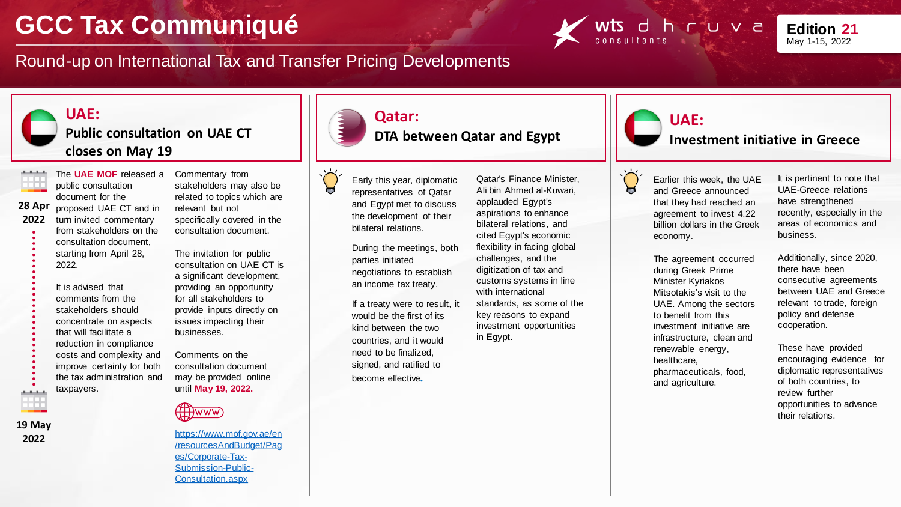# GCC Tax Communiqué

Round-up on International Tax and Transfer Pricing Developments

**Edition 21**
May 1-15, 2022

## UAE: Public consultation on UAE CT closes on May 19

**28 Apr 2022** — **19 May 2022**

The **UAE MOF** released a public consultation document for the proposed UAE CT and in turn invited commentary from stakeholders on the consultation document, starting from April 28, 2022.

It is advised that comments from the stakeholders should concentrate on aspects that will facilitate a reduction in compliance costs and complexity and improve certainty for both the tax administration and taxpayers.

Commentary from stakeholders may also be related to topics which are relevant but not specifically covered in the consultation document.

The invitation for public consultation on UAE CT is a significant development, providing an opportunity for all stakeholders to provide inputs directly on issues impacting their businesses.

Comments on the consultation document may be provided online until **May 19, 2022.**

WWW

https://www.mof.gov.ae/en/resourcesAndBudget/Pages/Corporate-Tax-Submission-Public-Consultation.aspx

## Qatar: DTA between Qatar and Egypt

Early this year, diplomatic representatives of Qatar and Egypt met to discuss the development of their bilateral relations.

During the meetings, both parties initiated negotiations to establish an income tax treaty.

If a treaty were to result, it would be the first of its kind between the two countries, and it would need to be finalized, signed, and ratified to become effective.

Qatar's Finance Minister, Ali bin Ahmed al-Kuwari, applauded Egypt's aspirations to enhance bilateral relations, and cited Egypt's economic flexibility in facing global challenges, and the digitization of tax and customs systems in line with international standards, as some of the key reasons to expand investment opportunities in Egypt.

## UAE: Investment initiative in Greece

Earlier this week, the UAE and Greece announced that they had reached an agreement to invest 4.22 billion dollars in the Greek economy.

The agreement occurred during Greek Prime Minister Kyriakos Mitsotakis's visit to the UAE. Among the sectors to benefit from this investment initiative are infrastructure, clean and renewable energy, healthcare, pharmaceuticals, food, and agriculture.

It is pertinent to note that UAE-Greece relations have strengthened recently, especially in the areas of economics and business.

Additionally, since 2020, there have been consecutive agreements between UAE and Greece relevant to trade, foreign policy and defense cooperation.

These have provided encouraging evidence for diplomatic representatives of both countries, to review further opportunities to advance their relations.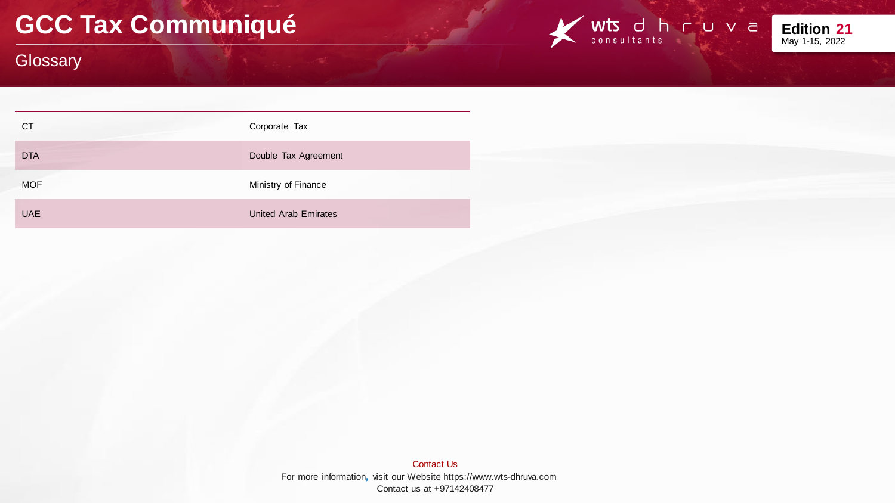# GCC Tax Communiqué

## Glossary

| | |
|---|---|
| CT | Corporate Tax |
| DTA | Double Tax Agreement |
| MOF | Ministry of Finance |
| UAE | United Arab Emirates |

Contact Us

For more information, visit our Website https://www.wts-dhruva.com

Contact us at +97142408477